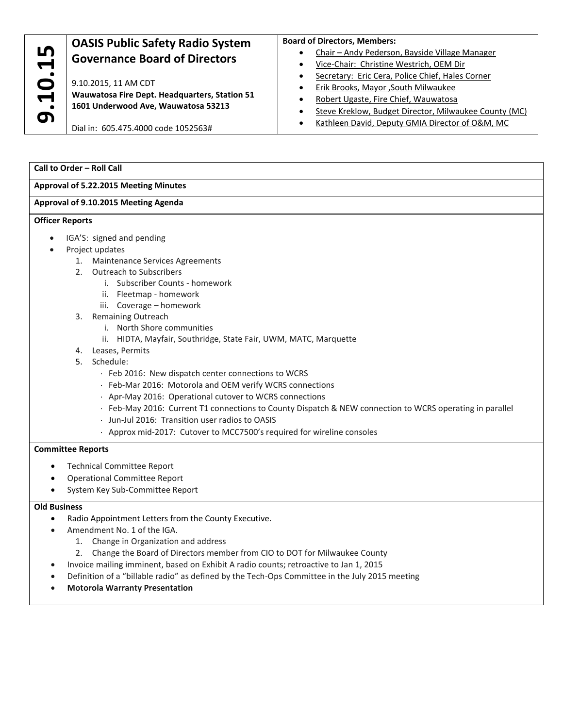**9.10.15**

## OASIS Public Safety Radio System Governance Board of Directors

9.10.2015, 11 AM CDT
**Wauwatosa Fire Dept. Headquarters, Station 51**
**1601 Underwood Ave, Wauwatosa 53213**

Dial in: 605.475.4000 code 1052563#

**Board of Directors, Members:**

- Chair – Andy Pederson, Bayside Village Manager
- Vice-Chair: Christine Westrich, OEM Dir
- Secretary: Eric Cera, Police Chief, Hales Corner
- Erik Brooks, Mayor ,South Milwaukee
- Robert Ugaste, Fire Chief, Wauwatosa
- Steve Kreklow, Budget Director, Milwaukee County (MC)
- Kathleen David, Deputy GMIA Director of O&M, MC

**Call to Order – Roll Call**

**Approval of 5.22.2015 Meeting Minutes**

**Approval of 9.10.2015 Meeting Agenda**

**Officer Reports**

- IGA'S: signed and pending
- Project updates
  1. Maintenance Services Agreements
  2. Outreach to Subscribers
     - i. Subscriber Counts - homework
     - ii. Fleetmap - homework
     - iii. Coverage – homework
  3. Remaining Outreach
     - i. North Shore communities
     - ii. HIDTA, Mayfair, Southridge, State Fair, UWM, MATC, Marquette
  4. Leases, Permits
  5. Schedule:
     - Feb 2016: New dispatch center connections to WCRS
     - Feb-Mar 2016: Motorola and OEM verify WCRS connections
     - Apr-May 2016: Operational cutover to WCRS connections
     - Feb-May 2016: Current T1 connections to County Dispatch & NEW connection to WCRS operating in parallel
     - Jun-Jul 2016: Transition user radios to OASIS
     - Approx mid-2017: Cutover to MCC7500's required for wireline consoles

**Committee Reports**

- Technical Committee Report
- Operational Committee Report
- System Key Sub-Committee Report

**Old Business**

- Radio Appointment Letters from the County Executive.
- Amendment No. 1 of the IGA.
  1. Change in Organization and address
  2. Change the Board of Directors member from CIO to DOT for Milwaukee County
- Invoice mailing imminent, based on Exhibit A radio counts; retroactive to Jan 1, 2015
- Definition of a "billable radio" as defined by the Tech-Ops Committee in the July 2015 meeting
- **Motorola Warranty Presentation**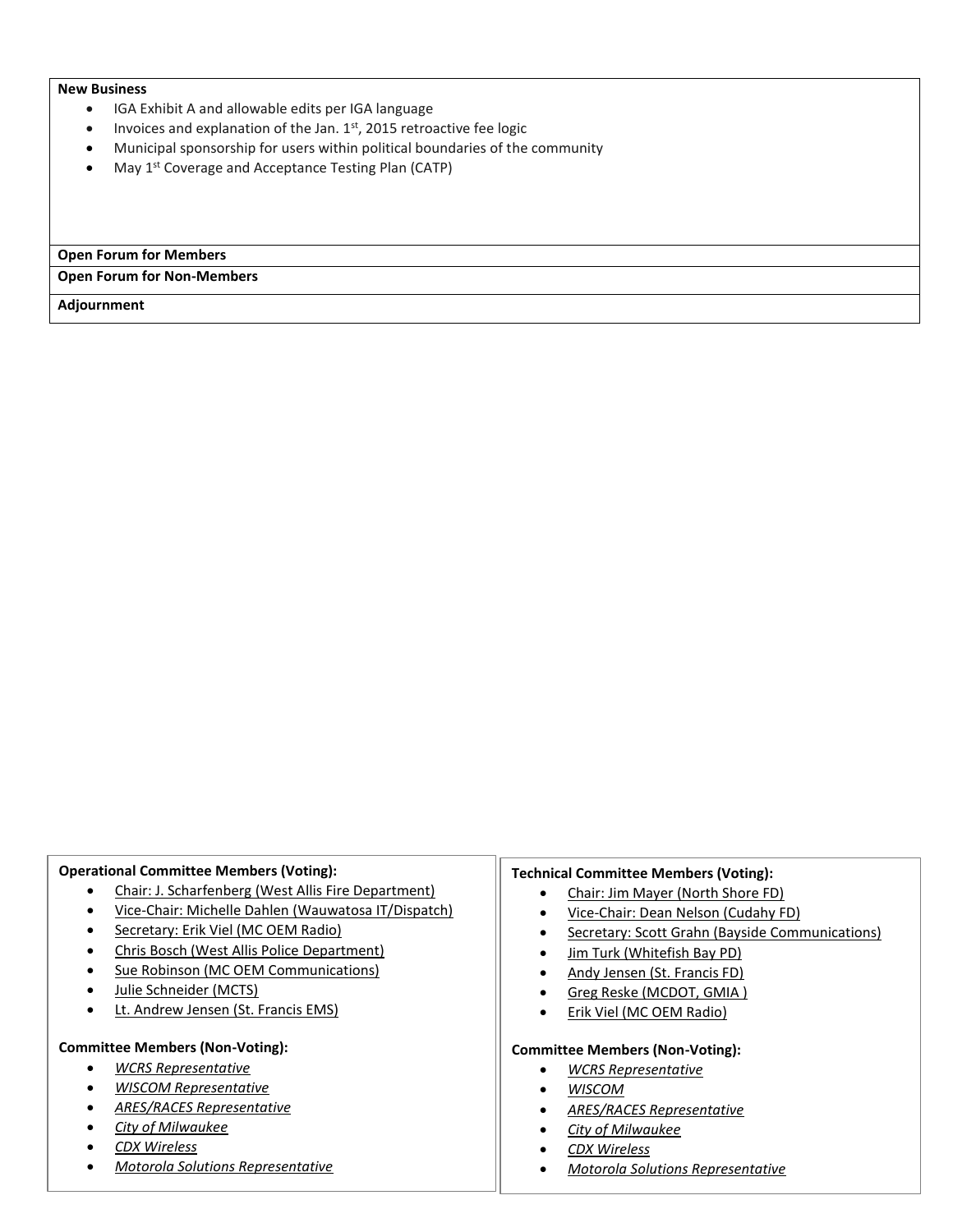**New Business**

- IGA Exhibit A and allowable edits per IGA language
- Invoices and explanation of the Jan. 1st, 2015 retroactive fee logic
- Municipal sponsorship for users within political boundaries of the community
- May 1st Coverage and Acceptance Testing Plan (CATP)

**Open Forum for Members**

**Open Forum for Non-Members**

**Adjournment**

**Operational Committee Members (Voting):**

- Chair: J. Scharfenberg (West Allis Fire Department)
- Vice-Chair: Michelle Dahlen (Wauwatosa IT/Dispatch)
- Secretary: Erik Viel (MC OEM Radio)
- Chris Bosch (West Allis Police Department)
- Sue Robinson (MC OEM Communications)
- Julie Schneider (MCTS)
- Lt. Andrew Jensen (St. Francis EMS)

**Committee Members (Non-Voting):**

- *WCRS Representative*
- *WISCOM Representative*
- *ARES/RACES Representative*
- *City of Milwaukee*
- *CDX Wireless*
- *Motorola Solutions Representative*

**Technical Committee Members (Voting):**

- Chair: Jim Mayer (North Shore FD)
- Vice-Chair: Dean Nelson (Cudahy FD)
- Secretary: Scott Grahn (Bayside Communications)
- Jim Turk (Whitefish Bay PD)
- Andy Jensen (St. Francis FD)
- Greg Reske (MCDOT, GMIA )
- Erik Viel (MC OEM Radio)

**Committee Members (Non-Voting):**

- *WCRS Representative*
- *WISCOM*
- *ARES/RACES Representative*
- *City of Milwaukee*
- *CDX Wireless*
- *Motorola Solutions Representative*